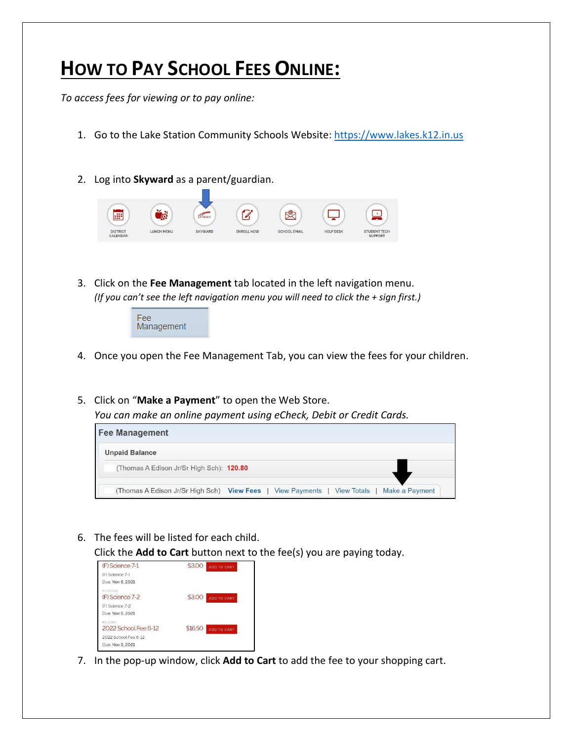# How to Pay School Fees Online:

*To access fees for viewing or to pay online:*

1. Go to the Lake Station Community Schools Website: https://www.lakes.k12.in.us

2. Log into **Skyward** as a parent/guardian.

3. Click on the **Fee Management** tab located in the left navigation menu.
   *(If you can't see the left navigation menu you will need to click the + sign first.)*

4. Once you open the Fee Management Tab, you can view the fees for your children.

5. Click on "**Make a Payment**" to open the Web Store.
   *You can make an online payment using eCheck, Debit or Credit Cards.*

6. The fees will be listed for each child.
   Click the **Add to Cart** button next to the fee(s) you are paying today.

7. In the pop-up window, click **Add to Cart** to add the fee to your shopping cart.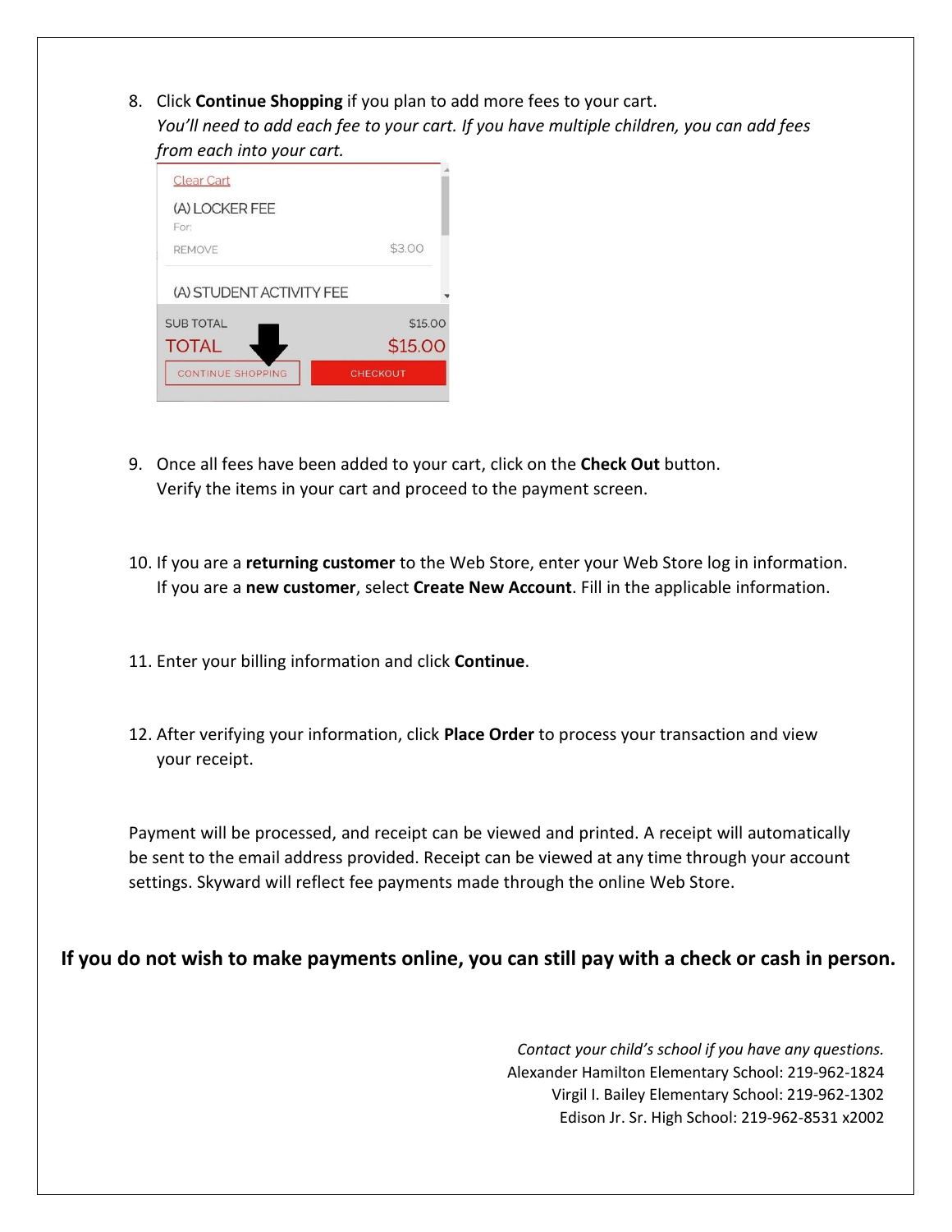8. Click **Continue Shopping** if you plan to add more fees to your cart.
   *You'll need to add each fee to your cart. If you have multiple children, you can add fees from each into your cart.*

9. Once all fees have been added to your cart, click on the **Check Out** button.
   Verify the items in your cart and proceed to the payment screen.

10. If you are a **returning customer** to the Web Store, enter your Web Store log in information.
    If you are a **new customer**, select **Create New Account**. Fill in the applicable information.

11. Enter your billing information and click **Continue**.

12. After verifying your information, click **Place Order** to process your transaction and view your receipt.

Payment will be processed, and receipt can be viewed and printed. A receipt will automatically be sent to the email address provided. Receipt can be viewed at any time through your account settings. Skyward will reflect fee payments made through the online Web Store.

**If you do not wish to make payments online, you can still pay with a check or cash in person.**

*Contact your child's school if you have any questions.*
Alexander Hamilton Elementary School: 219-962-1824
Virgil I. Bailey Elementary School: 219-962-1302
Edison Jr. Sr. High School: 219-962-8531 x2002